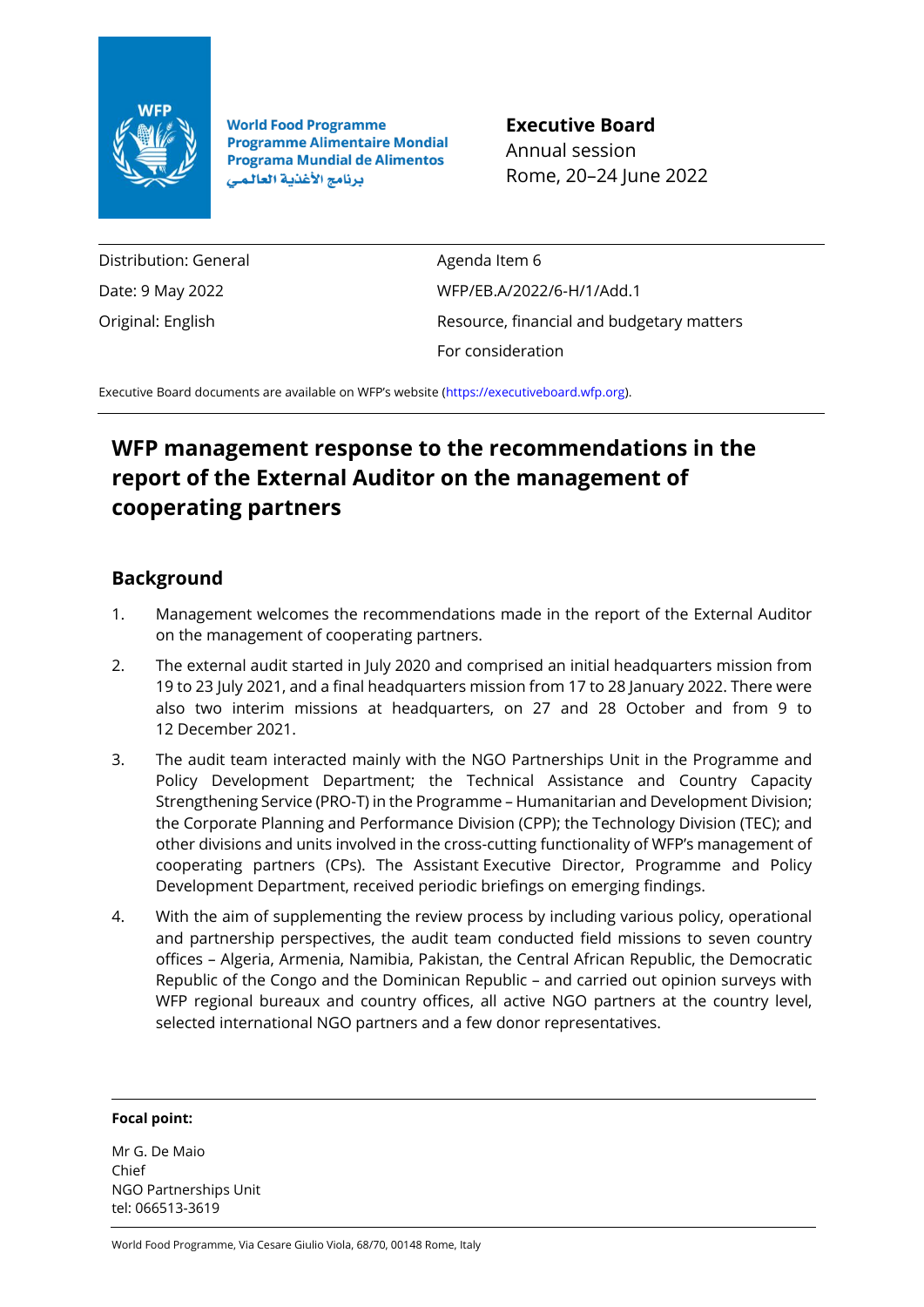World Food Programme
Programme Alimentaire Mondial
Programa Mundial de Alimentos
برنامج الأغذية العالمي

**Executive Board**
Annual session
Rome, 20–24 June 2022

| | |
|---|---|
| Distribution: General | Agenda Item 6 |
| Date: 9 May 2022 | WFP/EB.A/2022/6-H/1/Add.1 |
| Original: English | Resource, financial and budgetary matters |
| | For consideration |

Executive Board documents are available on WFP's website (https://executiveboard.wfp.org).

# WFP management response to the recommendations in the report of the External Auditor on the management of cooperating partners

## Background

1. Management welcomes the recommendations made in the report of the External Auditor on the management of cooperating partners.
2. The external audit started in July 2020 and comprised an initial headquarters mission from 19 to 23 July 2021, and a final headquarters mission from 17 to 28 January 2022. There were also two interim missions at headquarters, on 27 and 28 October and from 9 to 12 December 2021.
3. The audit team interacted mainly with the NGO Partnerships Unit in the Programme and Policy Development Department; the Technical Assistance and Country Capacity Strengthening Service (PRO-T) in the Programme – Humanitarian and Development Division; the Corporate Planning and Performance Division (CPP); the Technology Division (TEC); and other divisions and units involved in the cross-cutting functionality of WFP's management of cooperating partners (CPs). The Assistant Executive Director, Programme and Policy Development Department, received periodic briefings on emerging findings.
4. With the aim of supplementing the review process by including various policy, operational and partnership perspectives, the audit team conducted field missions to seven country offices – Algeria, Armenia, Namibia, Pakistan, the Central African Republic, the Democratic Republic of the Congo and the Dominican Republic – and carried out opinion surveys with WFP regional bureaux and country offices, all active NGO partners at the country level, selected international NGO partners and a few donor representatives.

**Focal point:**

Mr G. De Maio
Chief
NGO Partnerships Unit
tel: 066513-3619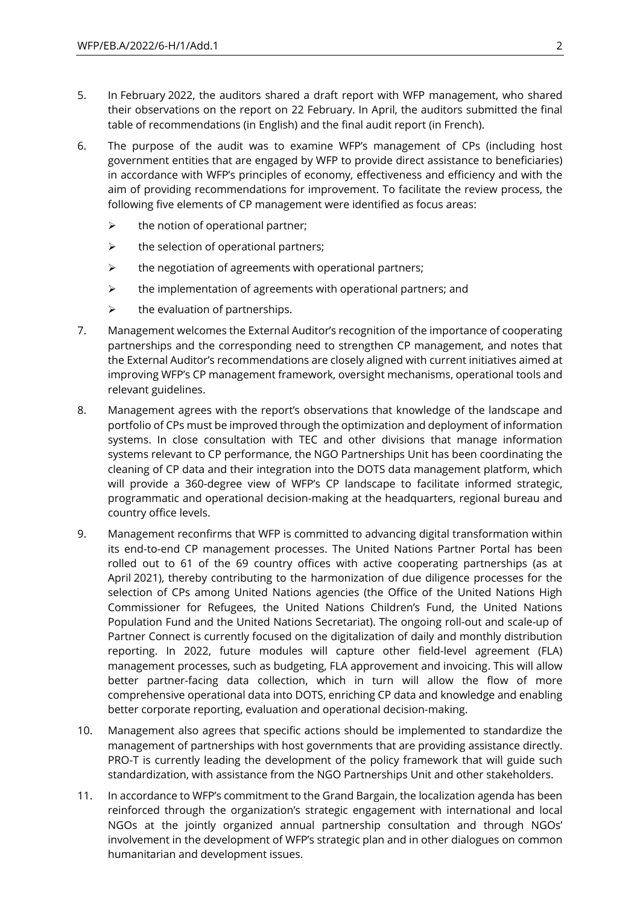5. In February 2022, the auditors shared a draft report with WFP management, who shared their observations on the report on 22 February. In April, the auditors submitted the final table of recommendations (in English) and the final audit report (in French).

6. The purpose of the audit was to examine WFP's management of CPs (including host government entities that are engaged by WFP to provide direct assistance to beneficiaries) in accordance with WFP's principles of economy, effectiveness and efficiency and with the aim of providing recommendations for improvement. To facilitate the review process, the following five elements of CP management were identified as focus areas:

   - the notion of operational partner;
   - the selection of operational partners;
   - the negotiation of agreements with operational partners;
   - the implementation of agreements with operational partners; and
   - the evaluation of partnerships.

7. Management welcomes the External Auditor's recognition of the importance of cooperating partnerships and the corresponding need to strengthen CP management, and notes that the External Auditor's recommendations are closely aligned with current initiatives aimed at improving WFP's CP management framework, oversight mechanisms, operational tools and relevant guidelines.

8. Management agrees with the report's observations that knowledge of the landscape and portfolio of CPs must be improved through the optimization and deployment of information systems. In close consultation with TEC and other divisions that manage information systems relevant to CP performance, the NGO Partnerships Unit has been coordinating the cleaning of CP data and their integration into the DOTS data management platform, which will provide a 360-degree view of WFP's CP landscape to facilitate informed strategic, programmatic and operational decision-making at the headquarters, regional bureau and country office levels.

9. Management reconfirms that WFP is committed to advancing digital transformation within its end-to-end CP management processes. The United Nations Partner Portal has been rolled out to 61 of the 69 country offices with active cooperating partnerships (as at April 2021), thereby contributing to the harmonization of due diligence processes for the selection of CPs among United Nations agencies (the Office of the United Nations High Commissioner for Refugees, the United Nations Children's Fund, the United Nations Population Fund and the United Nations Secretariat). The ongoing roll-out and scale-up of Partner Connect is currently focused on the digitalization of daily and monthly distribution reporting. In 2022, future modules will capture other field-level agreement (FLA) management processes, such as budgeting, FLA approvement and invoicing. This will allow better partner-facing data collection, which in turn will allow the flow of more comprehensive operational data into DOTS, enriching CP data and knowledge and enabling better corporate reporting, evaluation and operational decision-making.

10. Management also agrees that specific actions should be implemented to standardize the management of partnerships with host governments that are providing assistance directly. PRO-T is currently leading the development of the policy framework that will guide such standardization, with assistance from the NGO Partnerships Unit and other stakeholders.

11. In accordance to WFP's commitment to the Grand Bargain, the localization agenda has been reinforced through the organization's strategic engagement with international and local NGOs at the jointly organized annual partnership consultation and through NGOs' involvement in the development of WFP's strategic plan and in other dialogues on common humanitarian and development issues.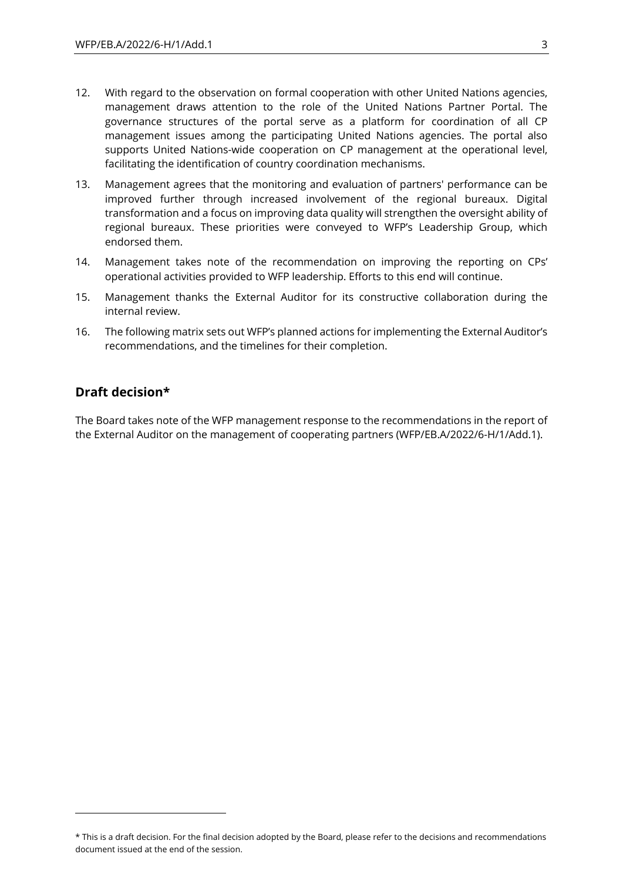12. With regard to the observation on formal cooperation with other United Nations agencies, management draws attention to the role of the United Nations Partner Portal. The governance structures of the portal serve as a platform for coordination of all CP management issues among the participating United Nations agencies. The portal also supports United Nations-wide cooperation on CP management at the operational level, facilitating the identification of country coordination mechanisms.
13. Management agrees that the monitoring and evaluation of partners' performance can be improved further through increased involvement of the regional bureaux. Digital transformation and a focus on improving data quality will strengthen the oversight ability of regional bureaux. These priorities were conveyed to WFP's Leadership Group, which endorsed them.
14. Management takes note of the recommendation on improving the reporting on CPs' operational activities provided to WFP leadership. Efforts to this end will continue.
15. Management thanks the External Auditor for its constructive collaboration during the internal review.
16. The following matrix sets out WFP's planned actions for implementing the External Auditor's recommendations, and the timelines for their completion.

## Draft decision*

The Board takes note of the WFP management response to the recommendations in the report of the External Auditor on the management of cooperating partners (WFP/EB.A/2022/6-H/1/Add.1).

* This is a draft decision. For the final decision adopted by the Board, please refer to the decisions and recommendations document issued at the end of the session.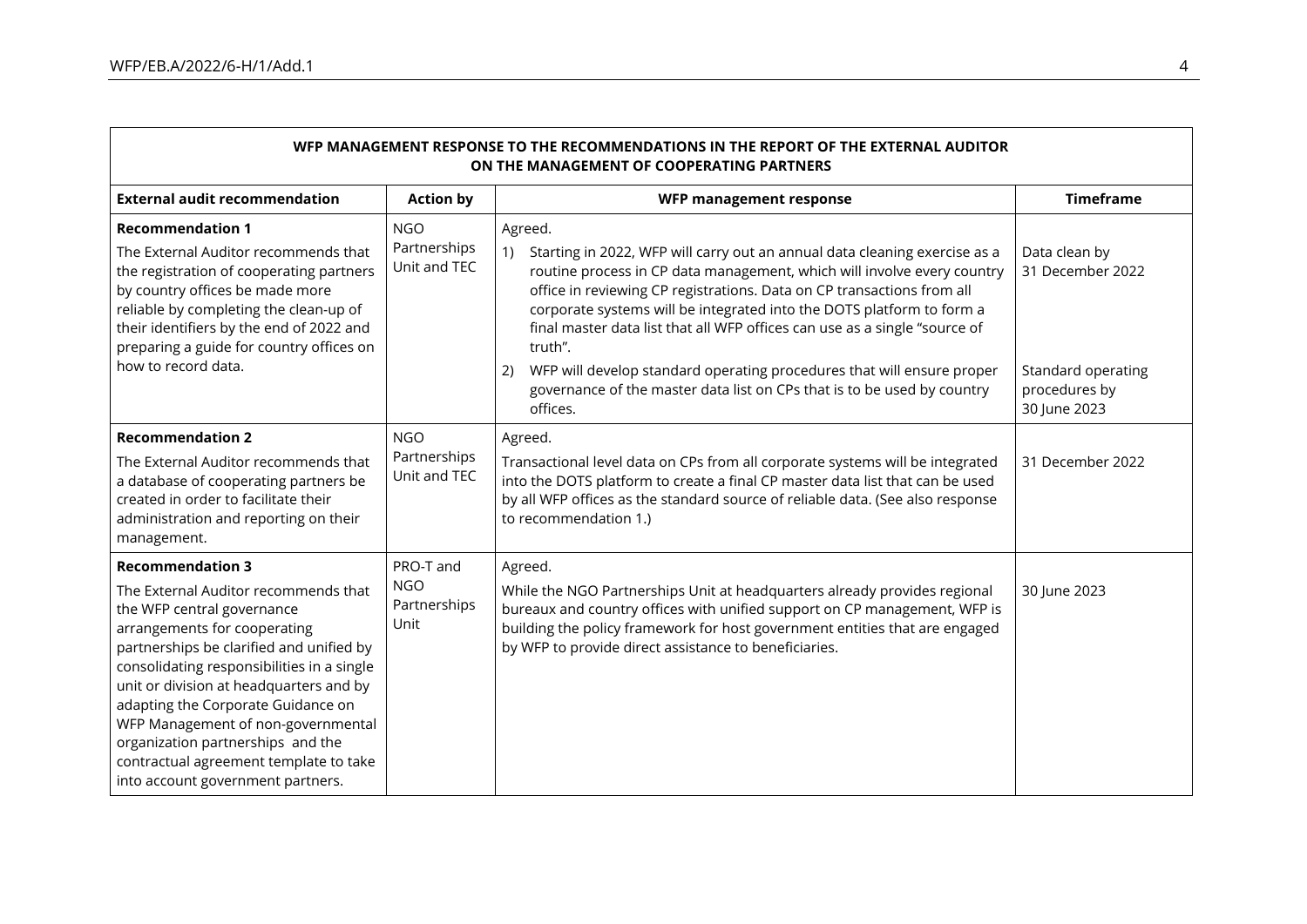| WFP MANAGEMENT RESPONSE TO THE RECOMMENDATIONS IN THE REPORT OF THE EXTERNAL AUDITOR ON THE MANAGEMENT OF COOPERATING PARTNERS | | | |
|---|---|---|---|
| **External audit recommendation** | **Action by** | **WFP management response** | **Timeframe** |
| **Recommendation 1**<br>The External Auditor recommends that the registration of cooperating partners by country offices be made more reliable by completing the clean-up of their identifiers by the end of 2022 and preparing a guide for country offices on how to record data. | NGO Partnerships Unit and TEC | Agreed.<br>1) Starting in 2022, WFP will carry out an annual data cleaning exercise as a routine process in CP data management, which will involve every country office in reviewing CP registrations. Data on CP transactions from all corporate systems will be integrated into the DOTS platform to form a final master data list that all WFP offices can use as a single "source of truth".<br>2) WFP will develop standard operating procedures that will ensure proper governance of the master data list on CPs that is to be used by country offices. | Data clean by 31 December 2022<br><br>Standard operating procedures by 30 June 2023 |
| **Recommendation 2**<br>The External Auditor recommends that a database of cooperating partners be created in order to facilitate their administration and reporting on their management. | NGO Partnerships Unit and TEC | Agreed.<br>Transactional level data on CPs from all corporate systems will be integrated into the DOTS platform to create a final CP master data list that can be used by all WFP offices as the standard source of reliable data. (See also response to recommendation 1.) | 31 December 2022 |
| **Recommendation 3**<br>The External Auditor recommends that the WFP central governance arrangements for cooperating partnerships be clarified and unified by consolidating responsibilities in a single unit or division at headquarters and by adapting the Corporate Guidance on WFP Management of non-governmental organization partnerships and the contractual agreement template to take into account government partners. | PRO-T and NGO Partnerships Unit | Agreed.<br>While the NGO Partnerships Unit at headquarters already provides regional bureaux and country offices with unified support on CP management, WFP is building the policy framework for host government entities that are engaged by WFP to provide direct assistance to beneficiaries. | 30 June 2023 |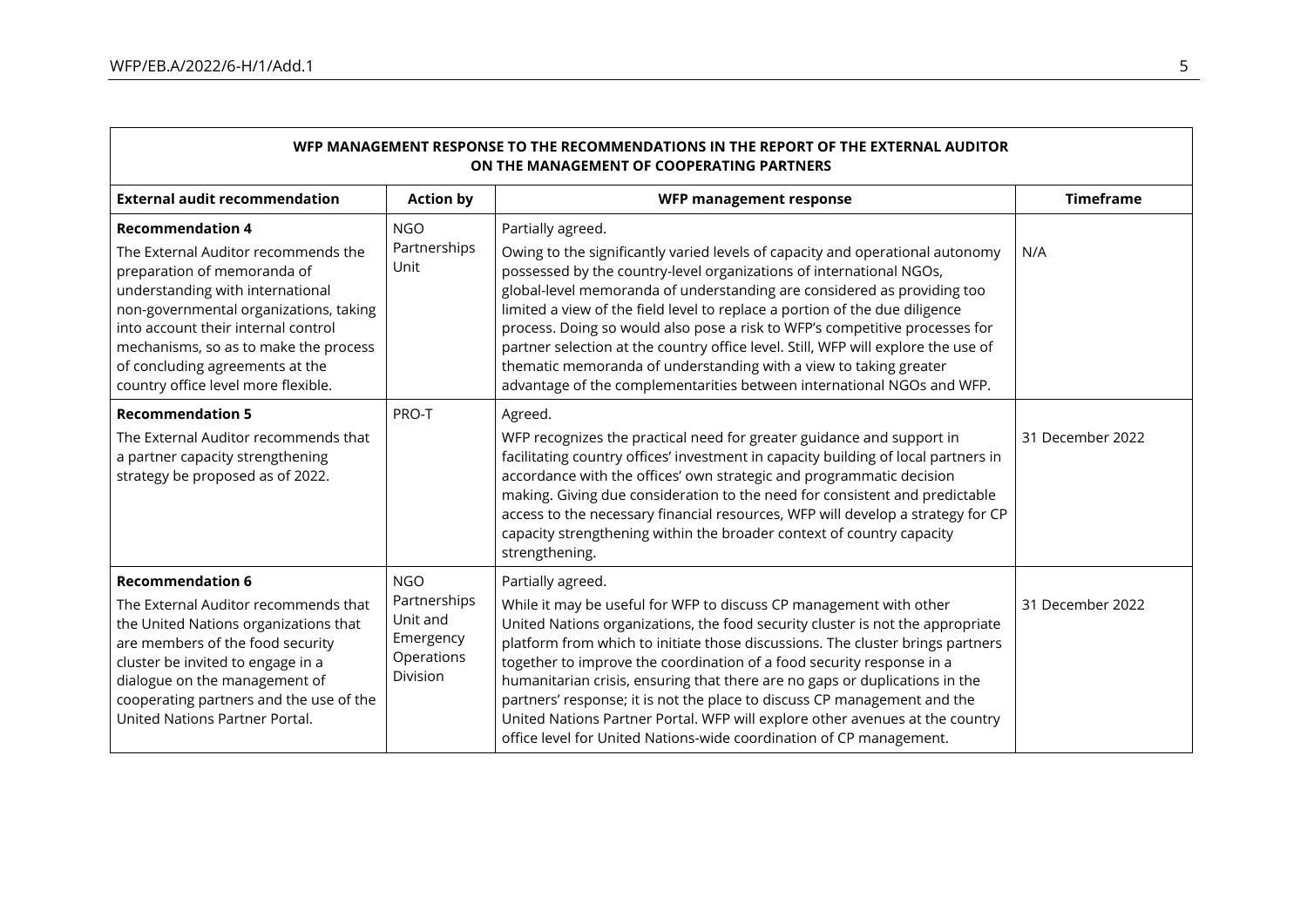| WFP MANAGEMENT RESPONSE TO THE RECOMMENDATIONS IN THE REPORT OF THE EXTERNAL AUDITOR ON THE MANAGEMENT OF COOPERATING PARTNERS | | | |
|---|---|---|---|
| **External audit recommendation** | **Action by** | **WFP management response** | **Timeframe** |
| **Recommendation 4**<br>The External Auditor recommends the preparation of memoranda of understanding with international non-governmental organizations, taking into account their internal control mechanisms, so as to make the process of concluding agreements at the country office level more flexible. | NGO Partnerships Unit | Partially agreed.<br>Owing to the significantly varied levels of capacity and operational autonomy possessed by the country-level organizations of international NGOs, global-level memoranda of understanding are considered as providing too limited a view of the field level to replace a portion of the due diligence process. Doing so would also pose a risk to WFP's competitive processes for partner selection at the country office level. Still, WFP will explore the use of thematic memoranda of understanding with a view to taking greater advantage of the complementarities between international NGOs and WFP. | N/A |
| **Recommendation 5**<br>The External Auditor recommends that a partner capacity strengthening strategy be proposed as of 2022. | PRO-T | Agreed.<br>WFP recognizes the practical need for greater guidance and support in facilitating country offices' investment in capacity building of local partners in accordance with the offices' own strategic and programmatic decision making. Giving due consideration to the need for consistent and predictable access to the necessary financial resources, WFP will develop a strategy for CP capacity strengthening within the broader context of country capacity strengthening. | 31 December 2022 |
| **Recommendation 6**<br>The External Auditor recommends that the United Nations organizations that are members of the food security cluster be invited to engage in a dialogue on the management of cooperating partners and the use of the United Nations Partner Portal. | NGO Partnerships Unit and Emergency Operations Division | Partially agreed.<br>While it may be useful for WFP to discuss CP management with other United Nations organizations, the food security cluster is not the appropriate platform from which to initiate those discussions. The cluster brings partners together to improve the coordination of a food security response in a humanitarian crisis, ensuring that there are no gaps or duplications in the partners' response; it is not the place to discuss CP management and the United Nations Partner Portal. WFP will explore other avenues at the country office level for United Nations-wide coordination of CP management. | 31 December 2022 |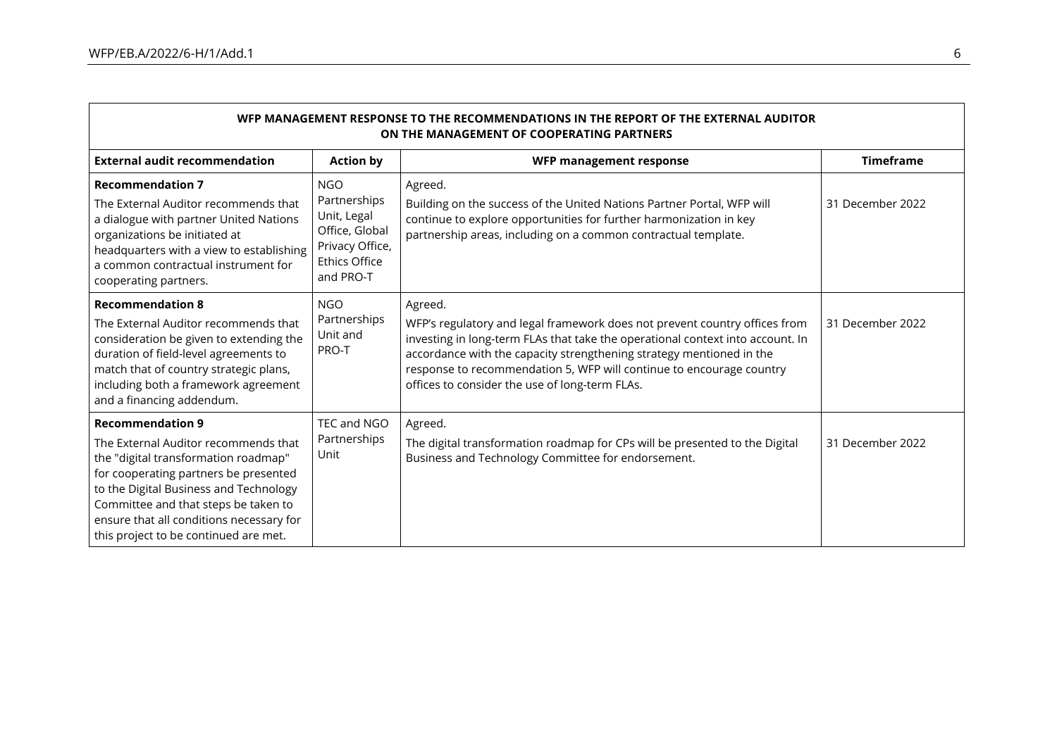| WFP MANAGEMENT RESPONSE TO THE RECOMMENDATIONS IN THE REPORT OF THE EXTERNAL AUDITOR ON THE MANAGEMENT OF COOPERATING PARTNERS | | | |
|---|---|---|---|
| **External audit recommendation** | **Action by** | **WFP management response** | **Timeframe** |
| **Recommendation 7**<br>The External Auditor recommends that a dialogue with partner United Nations organizations be initiated at headquarters with a view to establishing a common contractual instrument for cooperating partners. | NGO Partnerships Unit, Legal Office, Global Privacy Office, Ethics Office and PRO-T | Agreed.<br>Building on the success of the United Nations Partner Portal, WFP will continue to explore opportunities for further harmonization in key partnership areas, including on a common contractual template. | 31 December 2022 |
| **Recommendation 8**<br>The External Auditor recommends that consideration be given to extending the duration of field-level agreements to match that of country strategic plans, including both a framework agreement and a financing addendum. | NGO Partnerships Unit and PRO-T | Agreed.<br>WFP's regulatory and legal framework does not prevent country offices from investing in long-term FLAs that take the operational context into account. In accordance with the capacity strengthening strategy mentioned in the response to recommendation 5, WFP will continue to encourage country offices to consider the use of long-term FLAs. | 31 December 2022 |
| **Recommendation 9**<br>The External Auditor recommends that the "digital transformation roadmap" for cooperating partners be presented to the Digital Business and Technology Committee and that steps be taken to ensure that all conditions necessary for this project to be continued are met. | TEC and NGO Partnerships Unit | Agreed.<br>The digital transformation roadmap for CPs will be presented to the Digital Business and Technology Committee for endorsement. | 31 December 2022 |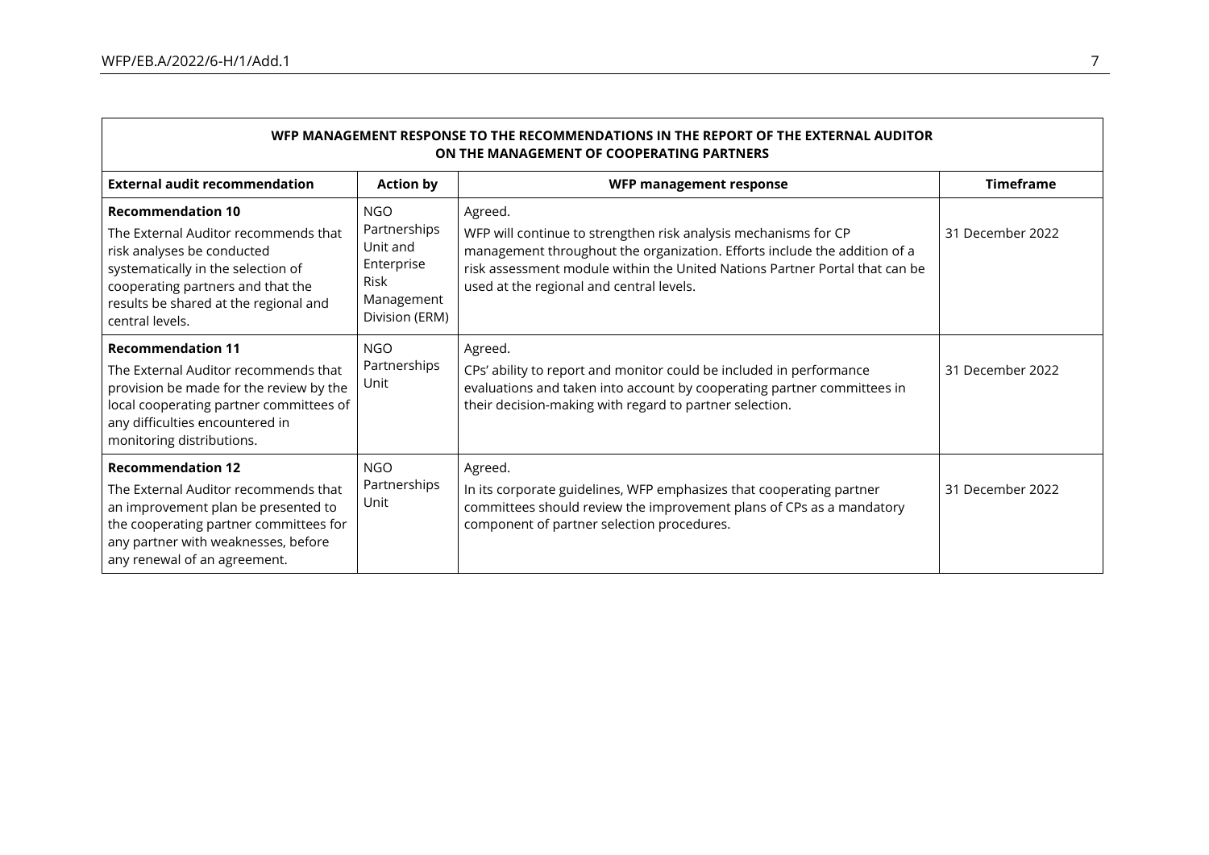| WFP MANAGEMENT RESPONSE TO THE RECOMMENDATIONS IN THE REPORT OF THE EXTERNAL AUDITOR ON THE MANAGEMENT OF COOPERATING PARTNERS | | | |
|---|---|---|---|
| **External audit recommendation** | **Action by** | **WFP management response** | **Timeframe** |
| **Recommendation 10**<br>The External Auditor recommends that risk analyses be conducted systematically in the selection of cooperating partners and that the results be shared at the regional and central levels. | NGO Partnerships Unit and Enterprise Risk Management Division (ERM) | Agreed.<br>WFP will continue to strengthen risk analysis mechanisms for CP management throughout the organization. Efforts include the addition of a risk assessment module within the United Nations Partner Portal that can be used at the regional and central levels. | 31 December 2022 |
| **Recommendation 11**<br>The External Auditor recommends that provision be made for the review by the local cooperating partner committees of any difficulties encountered in monitoring distributions. | NGO Partnerships Unit | Agreed.<br>CPs' ability to report and monitor could be included in performance evaluations and taken into account by cooperating partner committees in their decision-making with regard to partner selection. | 31 December 2022 |
| **Recommendation 12**<br>The External Auditor recommends that an improvement plan be presented to the cooperating partner committees for any partner with weaknesses, before any renewal of an agreement. | NGO Partnerships Unit | Agreed.<br>In its corporate guidelines, WFP emphasizes that cooperating partner committees should review the improvement plans of CPs as a mandatory component of partner selection procedures. | 31 December 2022 |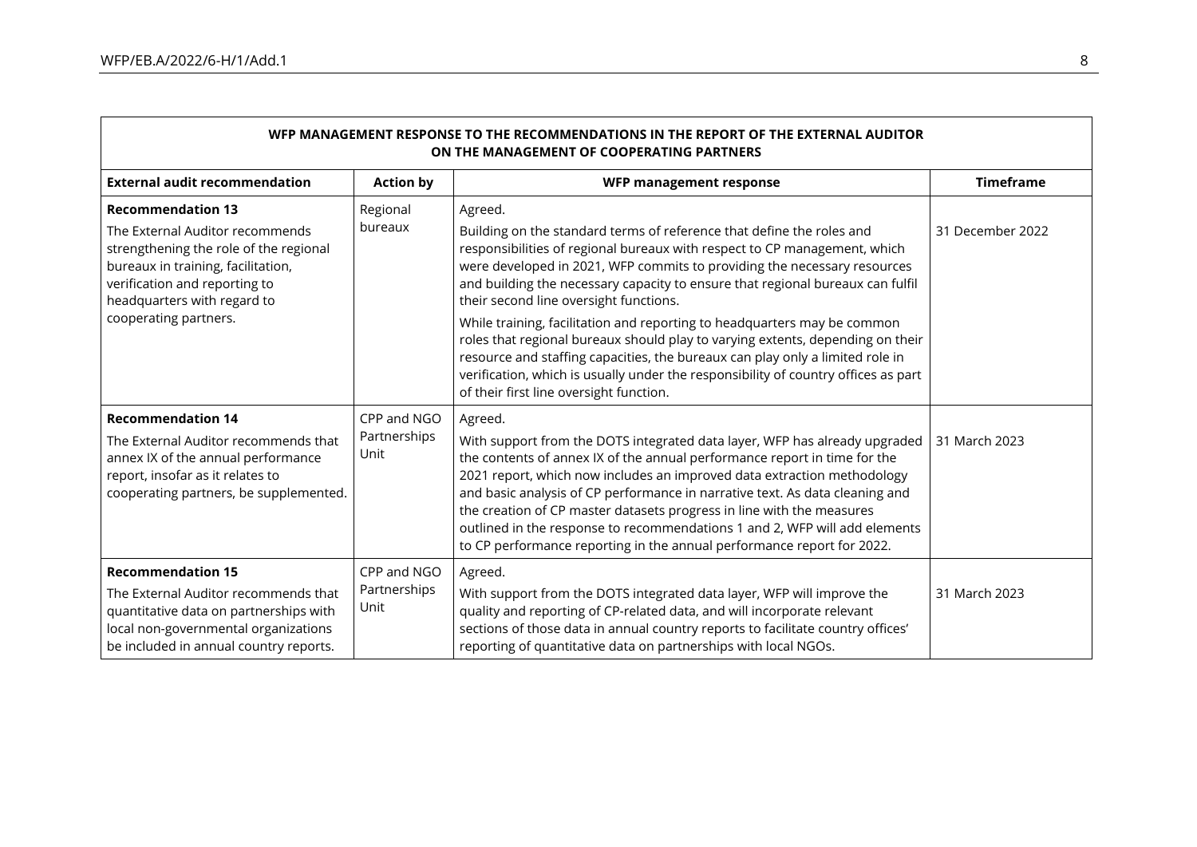**WFP MANAGEMENT RESPONSE TO THE RECOMMENDATIONS IN THE REPORT OF THE EXTERNAL AUDITOR ON THE MANAGEMENT OF COOPERATING PARTNERS**

| External audit recommendation | Action by | WFP management response | Timeframe |
|---|---|---|---|
| **Recommendation 13**<br><br>The External Auditor recommends strengthening the role of the regional bureaux in training, facilitation, verification and reporting to headquarters with regard to cooperating partners. | Regional bureaux | Agreed.<br><br>Building on the standard terms of reference that define the roles and responsibilities of regional bureaux with respect to CP management, which were developed in 2021, WFP commits to providing the necessary resources and building the necessary capacity to ensure that regional bureaux can fulfil their second line oversight functions.<br><br>While training, facilitation and reporting to headquarters may be common roles that regional bureaux should play to varying extents, depending on their resource and staffing capacities, the bureaux can play only a limited role in verification, which is usually under the responsibility of country offices as part of their first line oversight function. | 31 December 2022 |
| **Recommendation 14**<br><br>The External Auditor recommends that annex IX of the annual performance report, insofar as it relates to cooperating partners, be supplemented. | CPP and NGO Partnerships Unit | Agreed.<br><br>With support from the DOTS integrated data layer, WFP has already upgraded the contents of annex IX of the annual performance report in time for the 2021 report, which now includes an improved data extraction methodology and basic analysis of CP performance in narrative text. As data cleaning and the creation of CP master datasets progress in line with the measures outlined in the response to recommendations 1 and 2, WFP will add elements to CP performance reporting in the annual performance report for 2022. | 31 March 2023 |
| **Recommendation 15**<br><br>The External Auditor recommends that quantitative data on partnerships with local non-governmental organizations be included in annual country reports. | CPP and NGO Partnerships Unit | Agreed.<br><br>With support from the DOTS integrated data layer, WFP will improve the quality and reporting of CP-related data, and will incorporate relevant sections of those data in annual country reports to facilitate country offices' reporting of quantitative data on partnerships with local NGOs. | 31 March 2023 |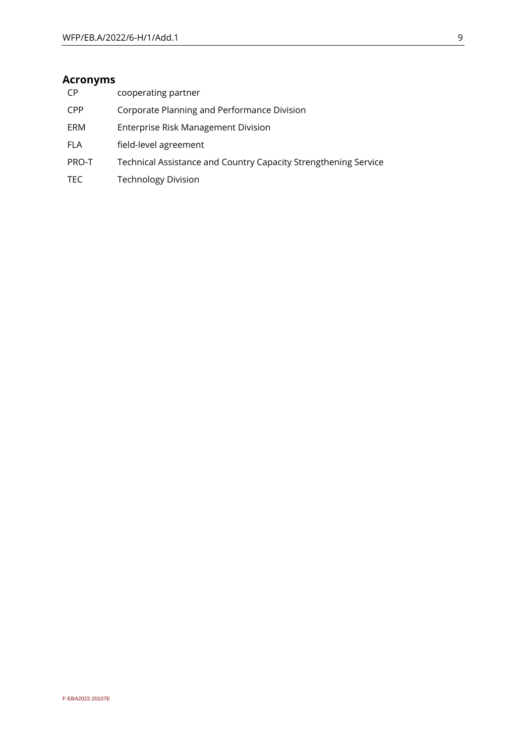## Acronyms

| | |
|---|---|
| CP | cooperating partner |
| CPP | Corporate Planning and Performance Division |
| ERM | Enterprise Risk Management Division |
| FLA | field-level agreement |
| PRO-T | Technical Assistance and Country Capacity Strengthening Service |
| TEC | Technology Division |

F-EBA2022-20107E